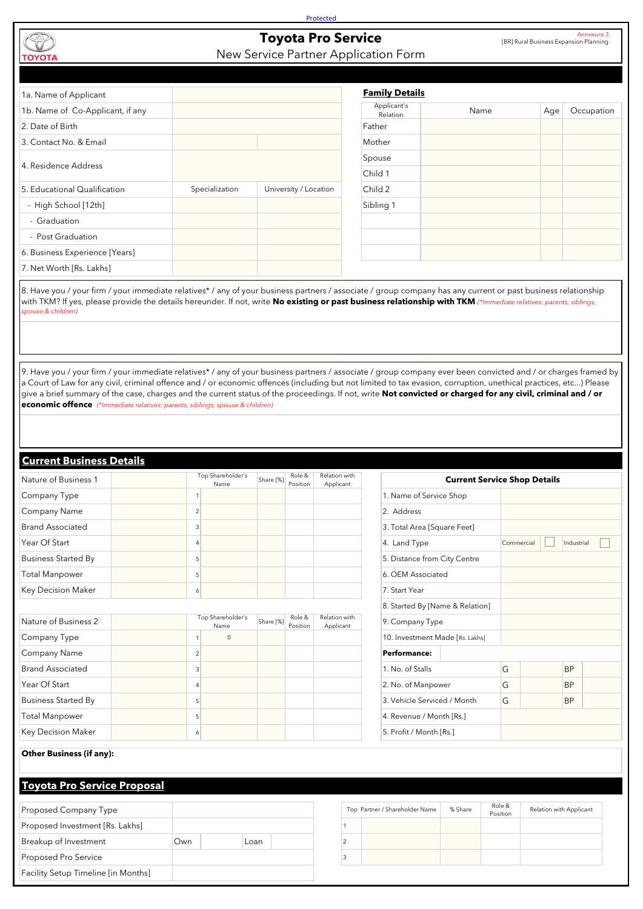Protected

TOYOTA

# Toyota Pro Service

## New Service Partner Application Form

Annexure 3
[BR] Rural Business Expansion Planning

| | | |
|---|---|---|
| 1a. Name of Applicant | | |
| 1b. Name of Co-Applicant, if any | | |
| 2. Date of Birth | | |
| 3. Contact No. & Email | | |
| 4. Residence Address | | |
| 5. Educational Qualification | Specialization | University / Location |
| - High School [12th] | | |
| - Graduation | | |
| - Post Graduation | | |
| 6. Business Experience [Years] | | |
| 7. Net Worth [Rs. Lakhs] | | |

**Family Details**

| Applicant's Relation | Name | Age | Occupation |
|---|---|---|---|
| Father | | | |
| Mother | | | |
| Spouse | | | |
| Child 1 | | | |
| Child 2 | | | |
| Sibling 1 | | | |
| | | | |
| | | | |
| | | | |

8. Have you / your firm / your immediate relatives* / any of your business partners / associate / group company has any current or past business relationship with TKM? If yes, please provide the details hereunder. If not, write **No existing or past business relationship with TKM** *(*Immediate relatives: parents, siblings, spouse & children)*

9. Have you / your firm / your immediate relatives* / any of your business partners / associate / group company ever been convicted and / or charges framed by a Court of Law for any civil, criminal offence and / or economic offences (including but not limited to tax evasion, corruption, unethical practices, etc...) Please give a brief summary of the case, charges and the current status of the proceedings. If not, write **Not convicted or charged for any civil, criminal and / or economic offence** *(*Immediate relatives: parents, siblings, spouse & children)*

## Current Business Details

| | | | Top Shareholder's Name | Share [%] | Role & Position | Relation with Applicant |
|---|---|---|---|---|---|---|
| Nature of Business 1 | | | | | | |
| Company Type | | 1 | | | | |
| Company Name | | 2 | | | | |
| Brand Associated | | 3 | | | | |
| Year Of Start | | 4 | | | | |
| Business Started By | | 5 | | | | |
| Total Manpower | | 5 | | | | |
| Key Decision Maker | | 6 | | | | |

| | | | Top Shareholder's Name | Share [%] | Role & Position | Relation with Applicant |
|---|---|---|---|---|---|---|
| Nature of Business 2 | | | | | | |
| Company Type | | 1 | 0 | | | |
| Company Name | | 2 | | | | |
| Brand Associated | | 3 | | | | |
| Year Of Start | | 4 | | | | |
| Business Started By | | 5 | | | | |
| Total Manpower | | 5 | | | | |
| Key Decision Maker | | 6 | | | | |

**Current Service Shop Details**

| | | | | |
|---|---|---|---|---|
| 1. Name of Service Shop | | | | |
| 2. Address | | | | |
| 3. Total Area [Square Feet] | | | | |
| 4. Land Type | Commercial ☐ | | Industrial ☐ | |
| 5. Distance from City Centre | | | | |
| 6. OEM Associated | | | | |
| 7. Start Year | | | | |
| 8. Started By [Name & Relation] | | | | |
| 9. Company Type | | | | |
| 10. Investment Made [Rs. Lakhs] | | | | |
| **Performance:** | | | | |
| 1. No. of Stalls | G | | BP | |
| 2. No. of Manpower | G | | BP | |
| 3. Vehicle Serviced / Month | G | | BP | |
| 4. Revenue / Month [Rs.] | | | | |
| 5. Profit / Month [Rs.] | | | | |

**Other Business (if any):**

## Toyota Pro Service Proposal

| | | | | |
|---|---|---|---|---|
| Proposed Company Type | | | | |
| Proposed Investment [Rs. Lakhs] | | | | |
| Breakup of Investment | Own | | Loan | |
| Proposed Pro Service | | | | |
| Facility Setup Timeline [in Months] | | | | |

| Top | Partner / Shareholder Name | % Share | Role & Position | Relation with Applicant |
|---|---|---|---|---|
| 1 | | | | |
| 2 | | | | |
| 3 | | | | |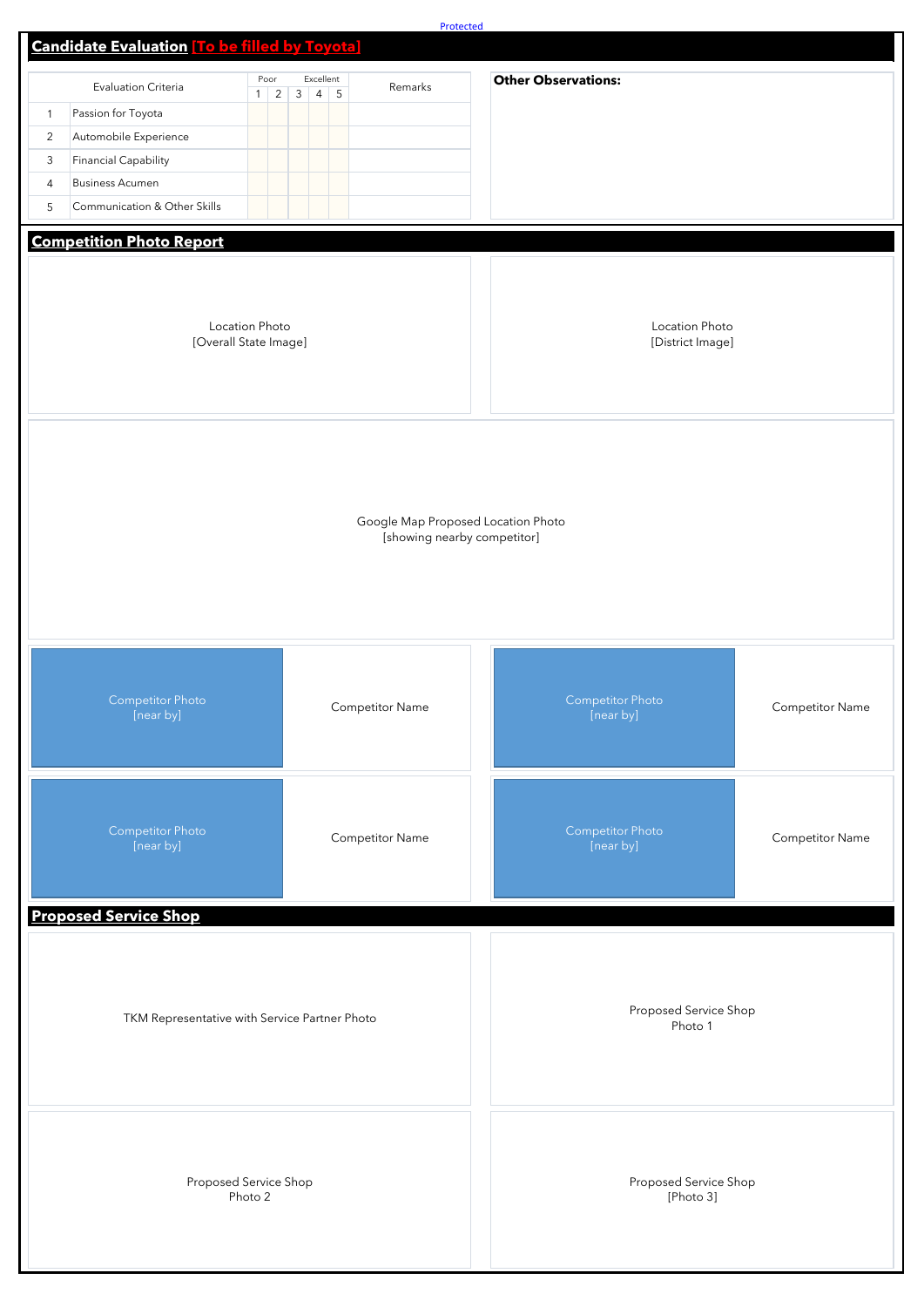## Candidate Evaluation [To be filled by Toyota]

| | Evaluation Criteria | 1 (Poor) | 2 | 3 | 4 | 5 (Excellent) | Remarks |
|---|---|---|---|---|---|---|---|
| 1 | Passion for Toyota | | | | | | |
| 2 | Automobile Experience | | | | | | |
| 3 | Financial Capability | | | | | | |
| 4 | Business Acumen | | | | | | |
| 5 | Communication & Other Skills | | | | | | |

**Other Observations:**

## Competition Photo Report

Location Photo
[Overall State Image]

Location Photo
[District Image]

Google Map Proposed Location Photo
[showing nearby competitor]

| Competitor Photo [near by] | Competitor Name | Competitor Photo [near by] | Competitor Name |
|---|---|---|---|
| Competitor Photo [near by] | Competitor Name | Competitor Photo [near by] | Competitor Name |

## Proposed Service Shop

TKM Representative with Service Partner Photo

Proposed Service Shop
Photo 1

Proposed Service Shop
Photo 2

Proposed Service Shop
[Photo 3]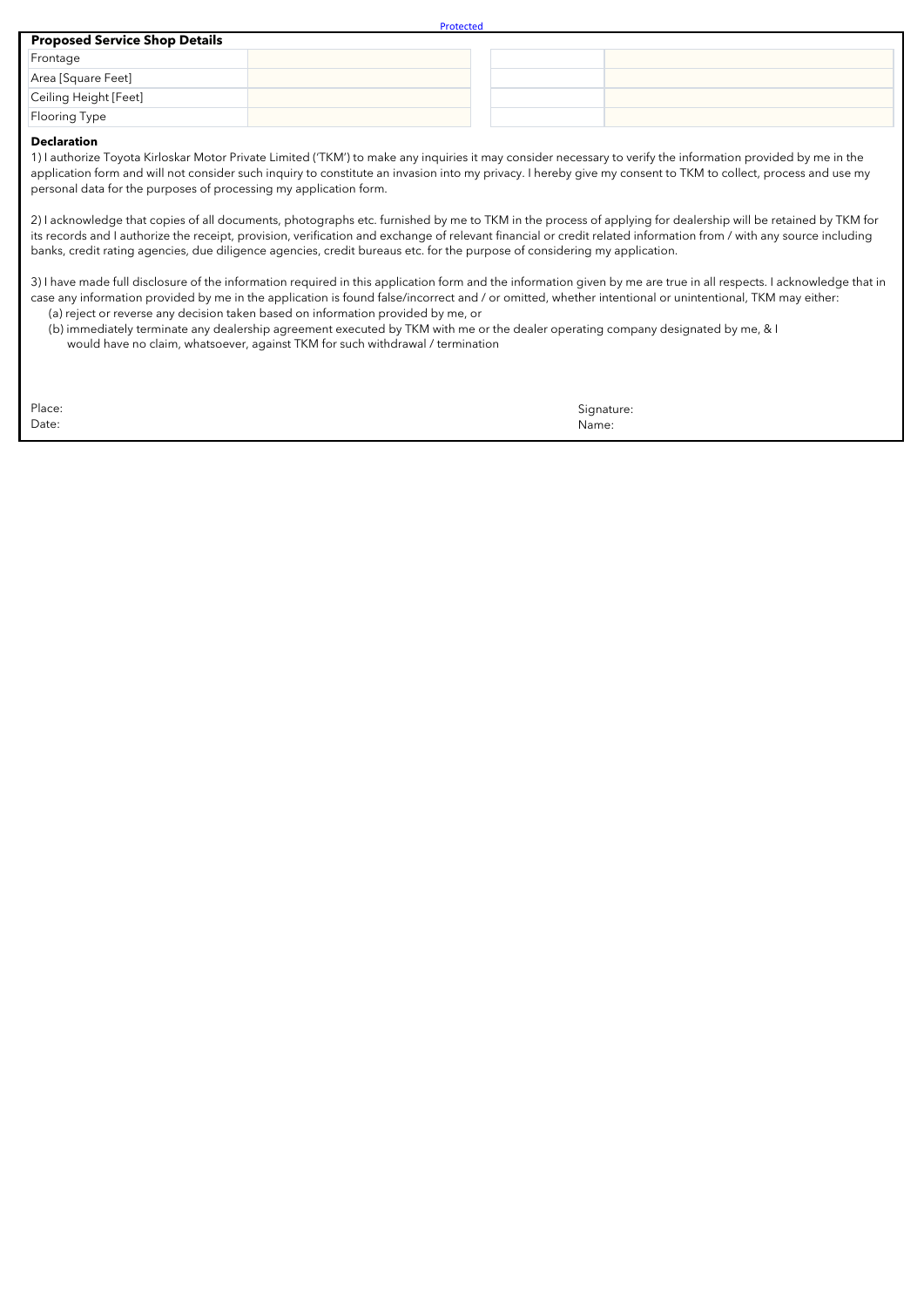## Proposed Service Shop Details

| | | | |
|---|---|---|---|
| Frontage | | | |
| Area [Square Feet] | | | |
| Ceiling Height [Feet] | | | |
| Flooring Type | | | |

**Declaration**

1) I authorize Toyota Kirloskar Motor Private Limited ('TKM') to make any inquiries it may consider necessary to verify the information provided by me in the application form and will not consider such inquiry to constitute an invasion into my privacy. I hereby give my consent to TKM to collect, process and use my personal data for the purposes of processing my application form.

2) I acknowledge that copies of all documents, photographs etc. furnished by me to TKM in the process of applying for dealership will be retained by TKM for its records and I authorize the receipt, provision, verification and exchange of relevant financial or credit related information from / with any source including banks, credit rating agencies, due diligence agencies, credit bureaus etc. for the purpose of considering my application.

3) I have made full disclosure of the information required in this application form and the information given by me are true in all respects. I acknowledge that in case any information provided by me in the application is found false/incorrect and / or omitted, whether intentional or unintentional, TKM may either:

(a) reject or reverse any decision taken based on information provided by me, or

(b) immediately terminate any dealership agreement executed by TKM with me or the dealer operating company designated by me, & I would have no claim, whatsoever, against TKM for such withdrawal / termination

Place:

Date:

Signature:

Name: